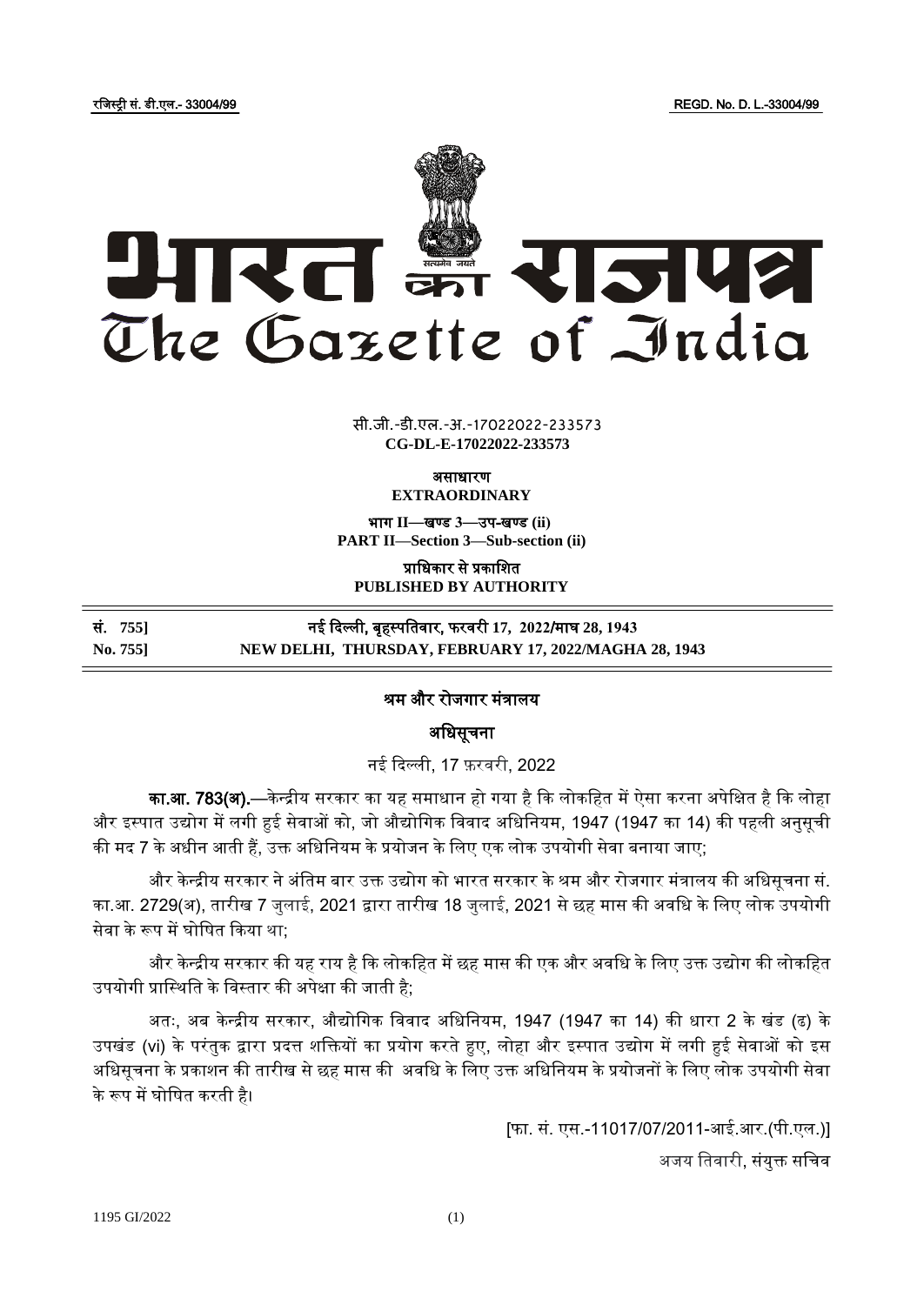रजिस्ट्री सं. डी.एल.- 33004/99 REGD. No. D. L.-33004/99

# भारत का राजपत्र
# The Gazette of India

सी.जी.-डी.एल.-अ.-17022022-233573
**CG-DL-E-17022022-233573**

**असाधारण**
**EXTRAORDINARY**

**भाग II—खण्ड 3—उप-खण्ड (ii)**
**PART II—Section 3—Sub-section (ii)**

**प्राधिकार से प्रकाशित**
**PUBLISHED BY AUTHORITY**

| | |
|---|---|
| **सं. 755]** | **नई दिल्ली, बृहस्पतिवार, फरवरी 17, 2022/माघ 28, 1943** |
| **No. 755]** | **NEW DELHI, THURSDAY, FEBRUARY 17, 2022/MAGHA 28, 1943** |

## श्रम और रोजगार मंत्रालय

### अधिसूचना

नई दिल्ली, 17 फ़रवरी, 2022

**का.आ. 783(अ).**—केन्द्रीय सरकार का यह समाधान हो गया है कि लोकहित में ऐसा करना अपेक्षित है कि लोहा और इस्पात उद्योग में लगी हुई सेवाओं को, जो औद्योगिक विवाद अधिनियम, 1947 (1947 का 14) की पहली अनुसूची की मद 7 के अधीन आती हैं, उक्त अधिनियम के प्रयोजन के लिए एक लोक उपयोगी सेवा बनाया जाए;

और केन्द्रीय सरकार ने अंतिम बार उक्त उद्योग को भारत सरकार के श्रम और रोजगार मंत्रालय की अधिसूचना सं. का.आ. 2729(अ), तारीख 7 जुलाई, 2021 द्वारा तारीख 18 जुलाई, 2021 से छह मास की अवधि के लिए लोक उपयोगी सेवा के रूप में घोषित किया था;

और केन्द्रीय सरकार की यह राय है कि लोकहित में छह मास की एक और अवधि के लिए उक्त उद्योग की लोकहित उपयोगी प्रास्थिति के विस्तार की अपेक्षा की जाती है;

अतः, अब केन्द्रीय सरकार, औद्योगिक विवाद अधिनियम, 1947 (1947 का 14) की धारा 2 के खंड (ढ) के उपखंड (vi) के परंतुक द्वारा प्रदत्त शक्तियों का प्रयोग करते हुए, लोहा और इस्पात उद्योग में लगी हुई सेवाओं को इस अधिसूचना के प्रकाशन की तारीख से छह मास की अवधि के लिए उक्त अधिनियम के प्रयोजनों के लिए लोक उपयोगी सेवा के रूप में घोषित करती है।

[फा. सं. एस.-11017/07/2011-आई.आर.(पी.एल.)]

अजय तिवारी, संयुक्त सचिव

1195 GI/2022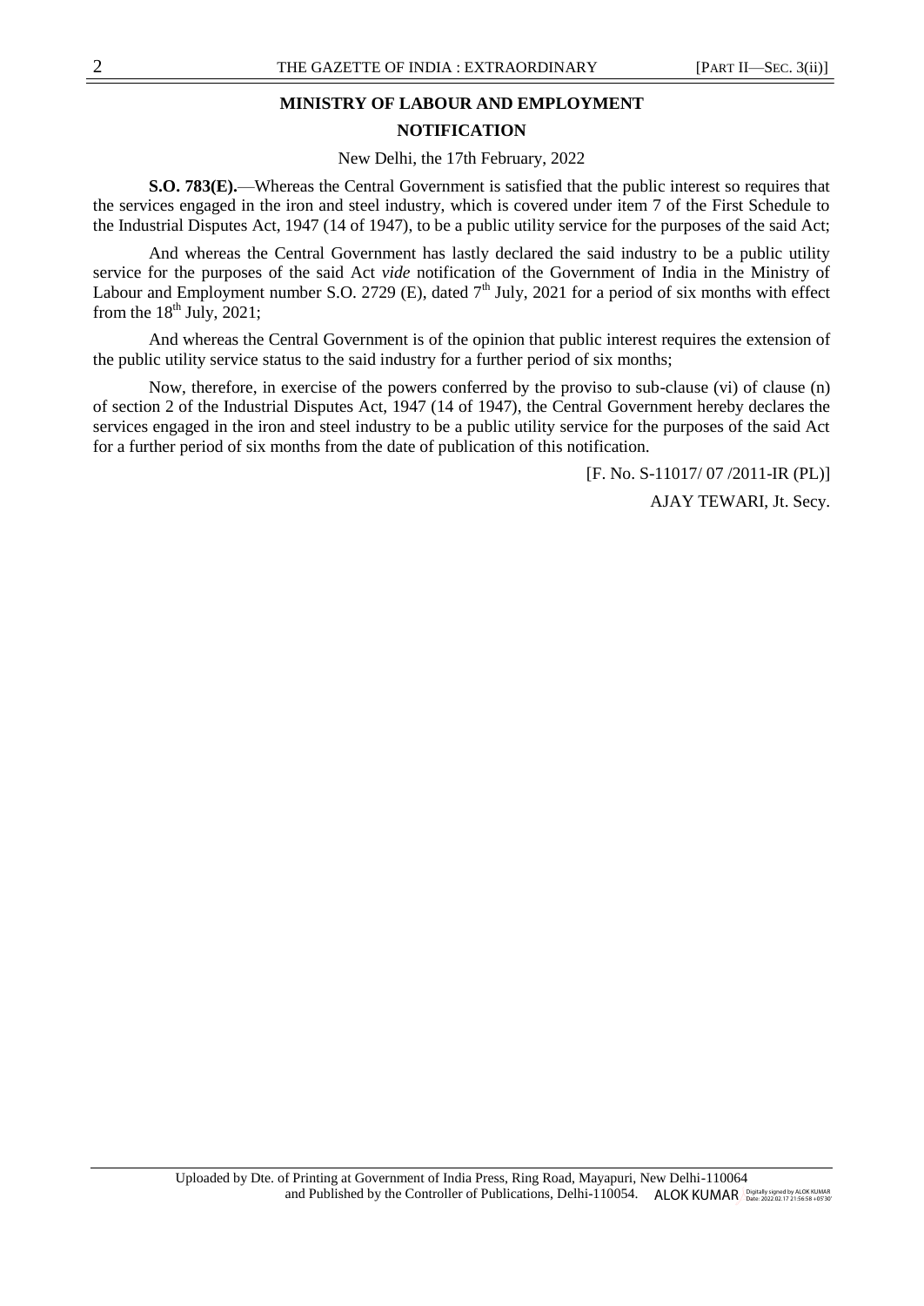## MINISTRY OF LABOUR AND EMPLOYMENT

## NOTIFICATION

New Delhi, the 17th February, 2022

**S.O. 783(E).**—Whereas the Central Government is satisfied that the public interest so requires that the services engaged in the iron and steel industry, which is covered under item 7 of the First Schedule to the Industrial Disputes Act, 1947 (14 of 1947), to be a public utility service for the purposes of the said Act;

And whereas the Central Government has lastly declared the said industry to be a public utility service for the purposes of the said Act *vide* notification of the Government of India in the Ministry of Labour and Employment number S.O. 2729 (E), dated 7th July, 2021 for a period of six months with effect from the 18th July, 2021;

And whereas the Central Government is of the opinion that public interest requires the extension of the public utility service status to the said industry for a further period of six months;

Now, therefore, in exercise of the powers conferred by the proviso to sub-clause (vi) of clause (n) of section 2 of the Industrial Disputes Act, 1947 (14 of 1947), the Central Government hereby declares the services engaged in the iron and steel industry to be a public utility service for the purposes of the said Act for a further period of six months from the date of publication of this notification.

[F. No. S-11017/ 07 /2011-IR (PL)]

AJAY TEWARI, Jt. Secy.

Uploaded by Dte. of Printing at Government of India Press, Ring Road, Mayapuri, New Delhi-110064 and Published by the Controller of Publications, Delhi-110054. ALOK KUMAR Digitally signed by ALOK KUMAR Date: 2022.02.17 21:56:58 +05'30'